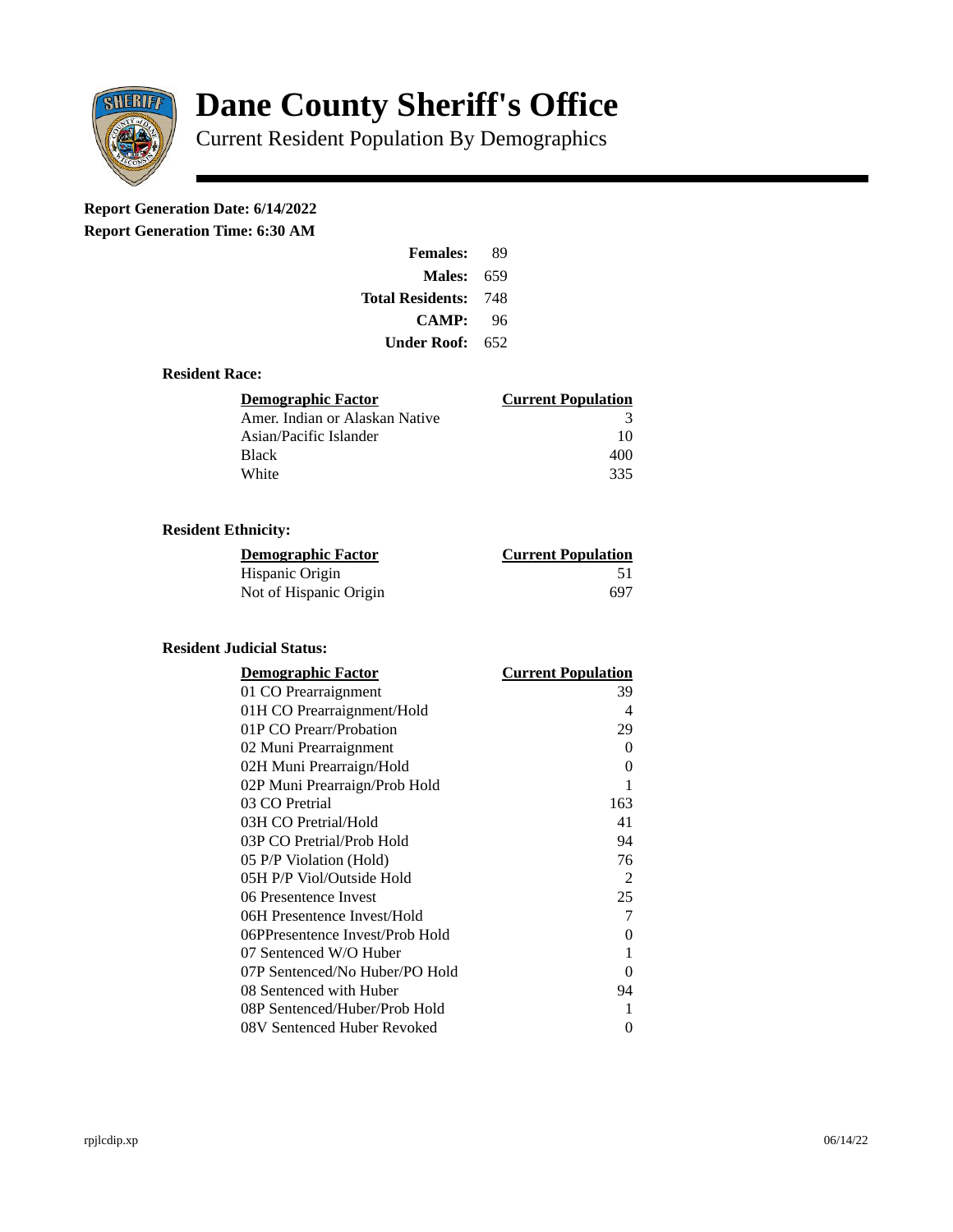# Dane County Sheriff's Office

Current Resident Population By Demographics

**Report Generation Date: 6/14/2022**

**Report Generation Time: 6:30 AM**

| | |
|---|---|
| **Females:** | 89 |
| **Males:** | 659 |
| **Total Residents:** | 748 |
| **CAMP:** | 96 |
| **Under Roof:** | 652 |

### Resident Race:

| Demographic Factor | Current Population |
|---|---|
| Amer. Indian or Alaskan Native | 3 |
| Asian/Pacific Islander | 10 |
| Black | 400 |
| White | 335 |

### Resident Ethnicity:

| Demographic Factor | Current Population |
|---|---|
| Hispanic Origin | 51 |
| Not of Hispanic Origin | 697 |

### Resident Judicial Status:

| Demographic Factor | Current Population |
|---|---|
| 01 CO Prearraignment | 39 |
| 01H CO Prearraignment/Hold | 4 |
| 01P CO Prearr/Probation | 29 |
| 02 Muni Prearraignment | 0 |
| 02H Muni Prearraign/Hold | 0 |
| 02P Muni Prearraign/Prob Hold | 1 |
| 03 CO Pretrial | 163 |
| 03H CO Pretrial/Hold | 41 |
| 03P CO Pretrial/Prob Hold | 94 |
| 05 P/P Violation (Hold) | 76 |
| 05H P/P Viol/Outside Hold | 2 |
| 06 Presentence Invest | 25 |
| 06H Presentence Invest/Hold | 7 |
| 06PPresentence Invest/Prob Hold | 0 |
| 07 Sentenced W/O Huber | 1 |
| 07P Sentenced/No Huber/PO Hold | 0 |
| 08 Sentenced with Huber | 94 |
| 08P Sentenced/Huber/Prob Hold | 1 |
| 08V Sentenced Huber Revoked | 0 |

rpjlcdip.xp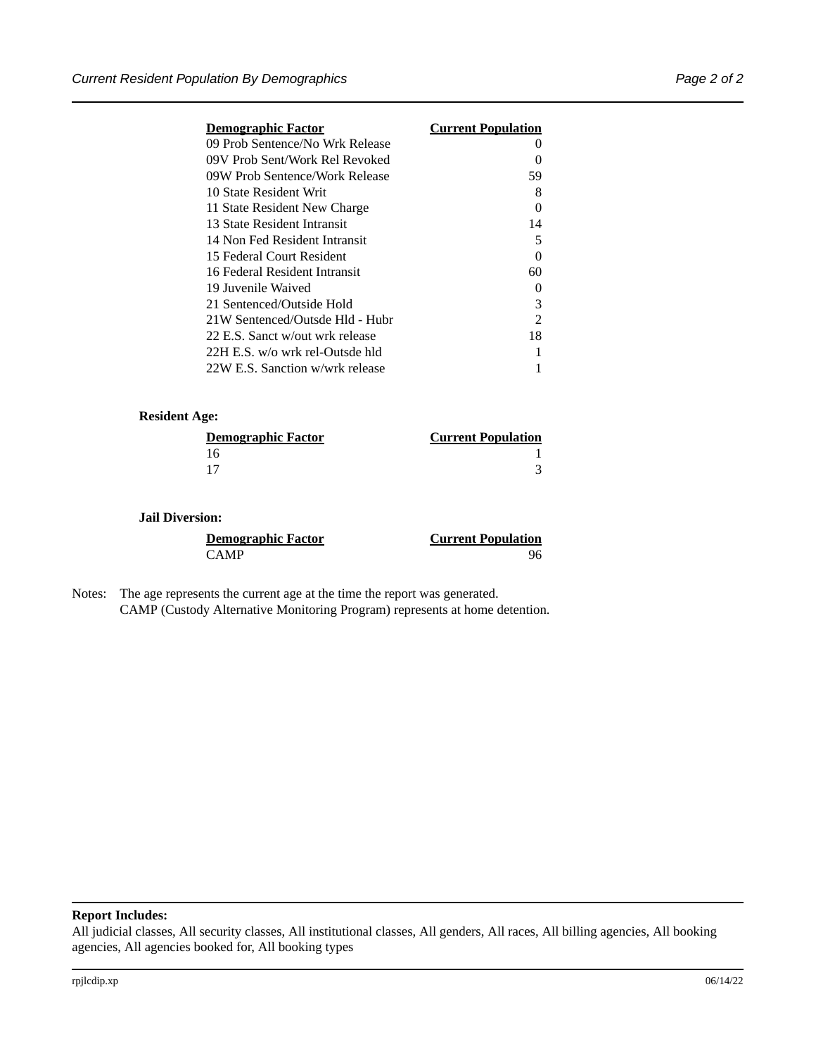| Demographic Factor | Current Population |
| --- | --- |
| 09 Prob Sentence/No Wrk Release | 0 |
| 09V Prob Sent/Work Rel Revoked | 0 |
| 09W Prob Sentence/Work Release | 59 |
| 10 State Resident Writ | 8 |
| 11 State Resident New Charge | 0 |
| 13 State Resident Intransit | 14 |
| 14 Non Fed Resident Intransit | 5 |
| 15 Federal Court Resident | 0 |
| 16 Federal Resident Intransit | 60 |
| 19 Juvenile Waived | 0 |
| 21 Sentenced/Outside Hold | 3 |
| 21W Sentenced/Outsde Hld - Hubr | 2 |
| 22 E.S. Sanct w/out wrk release | 18 |
| 22H E.S. w/o wrk rel-Outsde hld | 1 |
| 22W E.S. Sanction w/wrk release | 1 |

**Resident Age:**

| Demographic Factor | Current Population |
| --- | --- |
| 16 | 1 |
| 17 | 3 |

**Jail Diversion:**

| Demographic Factor | Current Population |
| --- | --- |
| CAMP | 96 |

Notes: The age represents the current age at the time the report was generated.
CAMP (Custody Alternative Monitoring Program) represents at home detention.

**Report Includes:**

All judicial classes, All security classes, All institutional classes, All genders, All races, All billing agencies, All booking agencies, All agencies booked for, All booking types

rpjlcdip.xp 06/14/22